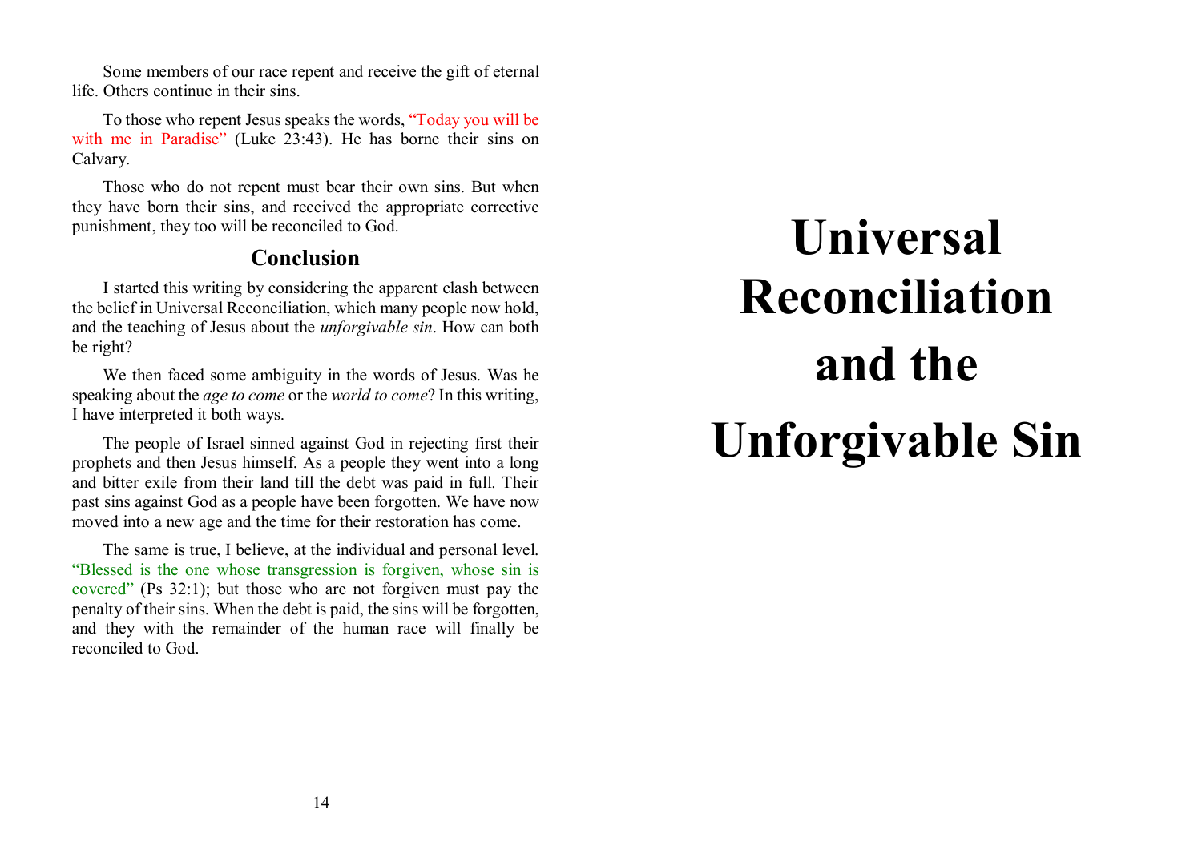Some members of our race repent and receive the gift of eternal life. Others continue in their sins.

To those who repent Jesus speaks the words, "Today you will be with me in Paradise" (Luke 23:43). He has borne their sins on Calvary.

Those who do not repent must bear their own sins. But when they have born their sins, and received the appropriate corrective punishment, they too will be reconciled to God.

## Conclusion

I started this writing by considering the apparent clash between the belief in Universal Reconciliation, which many people now hold, and the teaching of Jesus about the *unforgivable sin*. How can both be right?

We then faced some ambiguity in the words of Jesus. Was he speaking about the *age to come* or the *world to come*? In this writing, I have interpreted it both ways.

The people of Israel sinned against God in rejecting first their prophets and then Jesus himself. As a people they went into a long and bitter exile from their land till the debt was paid in full. Their past sins against God as a people have been forgotten. We have now moved into a new age and the time for their restoration has come.

The same is true, I believe, at the individual and personal level. "Blessed is the one whose transgression is forgiven, whose sin is covered" (Ps 32:1); but those who are not forgiven must pay the penalty of their sins. When the debt is paid, the sins will be forgotten, and they with the remainder of the human race will finally be reconciled to God.

# Universal Reconciliation and the Unforgivable Sin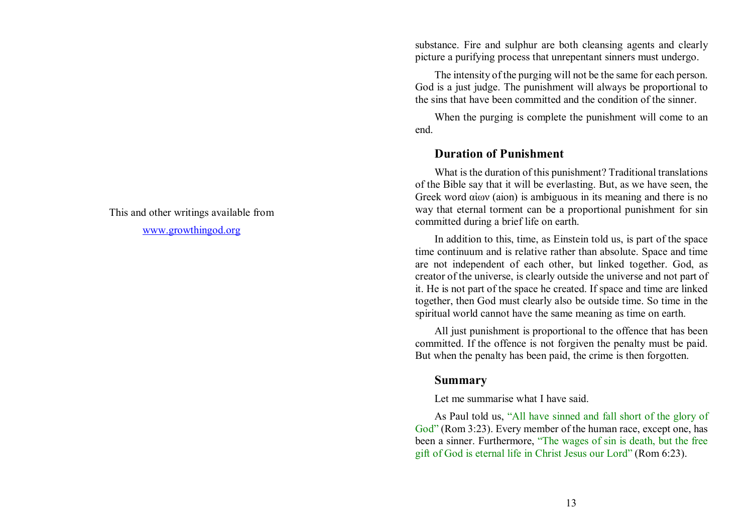This and other writings available from

www.growthingod.org

substance. Fire and sulphur are both cleansing agents and clearly picture a purifying process that unrepentant sinners must undergo.

The intensity of the purging will not be the same for each person. God is a just judge. The punishment will always be proportional to the sins that have been committed and the condition of the sinner.

When the purging is complete the punishment will come to an end.

## Duration of Punishment

What is the duration of this punishment? Traditional translations of the Bible say that it will be everlasting. But, as we have seen, the Greek word αἰων (aion) is ambiguous in its meaning and there is no way that eternal torment can be a proportional punishment for sin committed during a brief life on earth.

In addition to this, time, as Einstein told us, is part of the space time continuum and is relative rather than absolute. Space and time are not independent of each other, but linked together. God, as creator of the universe, is clearly outside the universe and not part of it. He is not part of the space he created. If space and time are linked together, then God must clearly also be outside time. So time in the spiritual world cannot have the same meaning as time on earth.

All just punishment is proportional to the offence that has been committed. If the offence is not forgiven the penalty must be paid. But when the penalty has been paid, the crime is then forgotten.

## Summary

Let me summarise what I have said.

As Paul told us, "All have sinned and fall short of the glory of God" (Rom 3:23). Every member of the human race, except one, has been a sinner. Furthermore, "The wages of sin is death, but the free gift of God is eternal life in Christ Jesus our Lord" (Rom 6:23).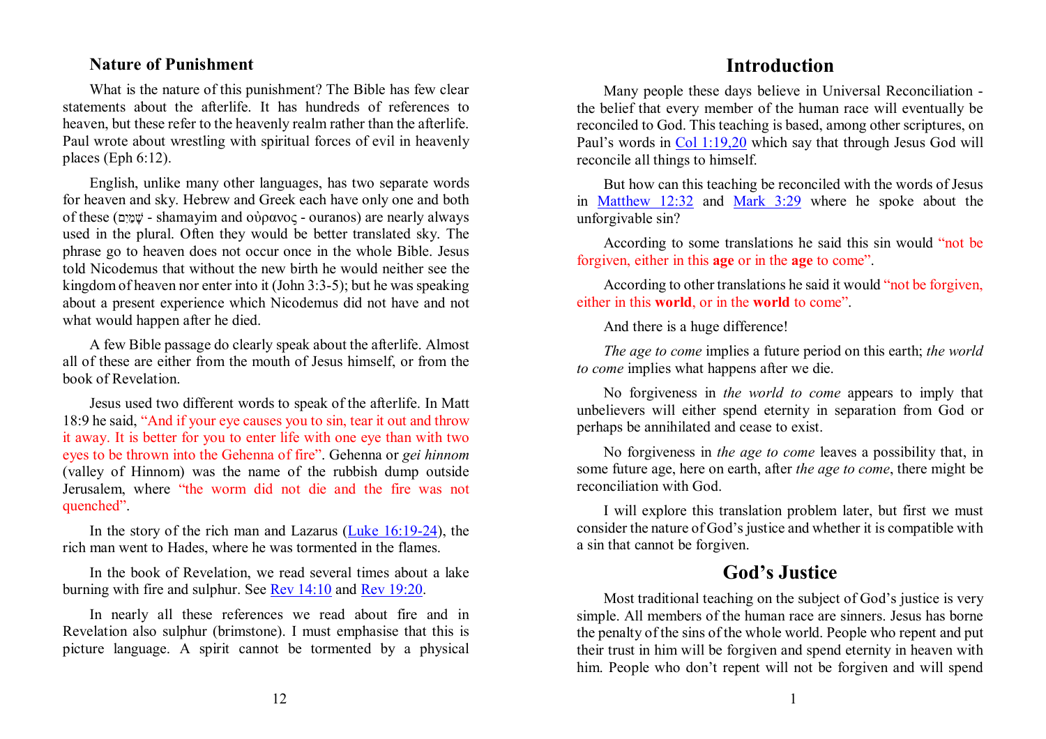### Nature of Punishment

What is the nature of this punishment? The Bible has few clear statements about the afterlife. It has hundreds of references to heaven, but these refer to the heavenly realm rather than the afterlife. Paul wrote about wrestling with spiritual forces of evil in heavenly places (Eph 6:12).

English, unlike many other languages, has two separate words for heaven and sky. Hebrew and Greek each have only one and both of these (שָׁמַיִם - shamayim and οὐρανος - ouranos) are nearly always used in the plural. Often they would be better translated sky. The phrase go to heaven does not occur once in the whole Bible. Jesus told Nicodemus that without the new birth he would neither see the kingdom of heaven nor enter into it (John 3:3-5); but he was speaking about a present experience which Nicodemus did not have and not what would happen after he died.

A few Bible passage do clearly speak about the afterlife. Almost all of these are either from the mouth of Jesus himself, or from the book of Revelation.

Jesus used two different words to speak of the afterlife. In Matt 18:9 he said, "And if your eye causes you to sin, tear it out and throw it away. It is better for you to enter life with one eye than with two eyes to be thrown into the Gehenna of fire". Gehenna or *gei hinnom* (valley of Hinnom) was the name of the rubbish dump outside Jerusalem, where "the worm did not die and the fire was not quenched".

In the story of the rich man and Lazarus ([Luke 16:19-24]), the rich man went to Hades, where he was tormented in the flames.

In the book of Revelation, we read several times about a lake burning with fire and sulphur. See [Rev 14:10] and [Rev 19:20].

In nearly all these references we read about fire and in Revelation also sulphur (brimstone). I must emphasise that this is picture language. A spirit cannot be tormented by a physical

# Introduction

Many people these days believe in Universal Reconciliation - the belief that every member of the human race will eventually be reconciled to God. This teaching is based, among other scriptures, on Paul's words in [Col 1:19,20] which say that through Jesus God will reconcile all things to himself.

But how can this teaching be reconciled with the words of Jesus in [Matthew 12:32] and [Mark 3:29] where he spoke about the unforgivable sin?

According to some translations he said this sin would "not be forgiven, either in this **age** or in the **age** to come".

According to other translations he said it would "not be forgiven, either in this **world**, or in the **world** to come".

And there is a huge difference!

*The age to come* implies a future period on this earth; *the world to come* implies what happens after we die.

No forgiveness in *the world to come* appears to imply that unbelievers will either spend eternity in separation from God or perhaps be annihilated and cease to exist.

No forgiveness in *the age to come* leaves a possibility that, in some future age, here on earth, after *the age to come*, there might be reconciliation with God.

I will explore this translation problem later, but first we must consider the nature of God's justice and whether it is compatible with a sin that cannot be forgiven.

## God's Justice

Most traditional teaching on the subject of God's justice is very simple. All members of the human race are sinners. Jesus has borne the penalty of the sins of the whole world. People who repent and put their trust in him will be forgiven and spend eternity in heaven with him. People who don't repent will not be forgiven and will spend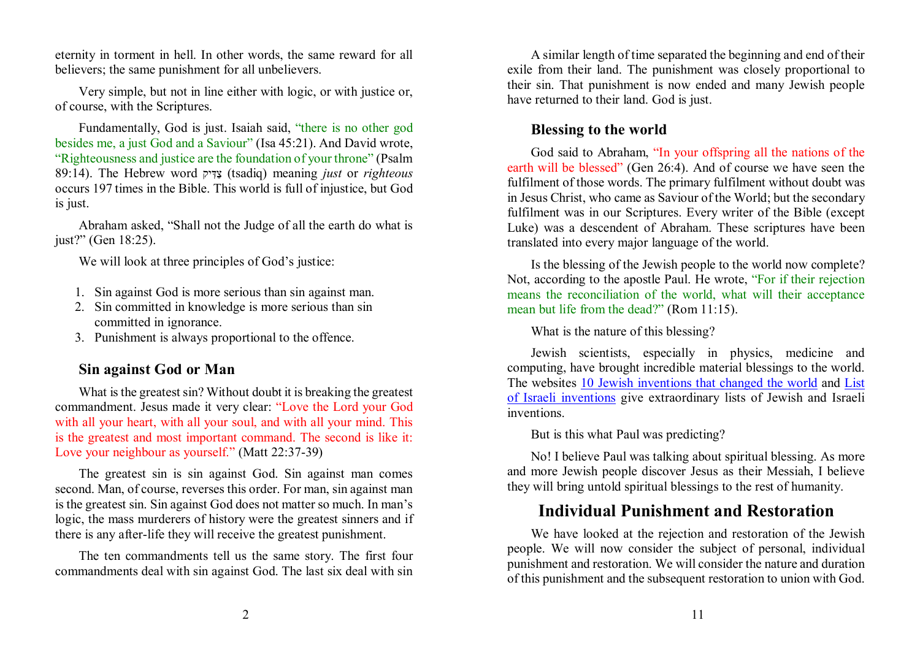eternity in torment in hell. In other words, the same reward for all believers; the same punishment for all unbelievers.

Very simple, but not in line either with logic, or with justice or, of course, with the Scriptures.

Fundamentally, God is just. Isaiah said, "there is no other god besides me, a just God and a Saviour" (Isa 45:21). And David wrote, "Righteousness and justice are the foundation of your throne" (Psalm 89:14). The Hebrew word צַדִּיק (tsadiq) meaning *just* or *righteous* occurs 197 times in the Bible. This world is full of injustice, but God is just.

Abraham asked, "Shall not the Judge of all the earth do what is just?" (Gen 18:25).

We will look at three principles of God's justice:

1. Sin against God is more serious than sin against man.
2. Sin committed in knowledge is more serious than sin committed in ignorance.
3. Punishment is always proportional to the offence.

### Sin against God or Man

What is the greatest sin? Without doubt it is breaking the greatest commandment. Jesus made it very clear: "Love the Lord your God with all your heart, with all your soul, and with all your mind. This is the greatest and most important command. The second is like it: Love your neighbour as yourself." (Matt 22:37-39)

The greatest sin is sin against God. Sin against man comes second. Man, of course, reverses this order. For man, sin against man is the greatest sin. Sin against God does not matter so much. In man's logic, the mass murderers of history were the greatest sinners and if there is any after-life they will receive the greatest punishment.

The ten commandments tell us the same story. The first four commandments deal with sin against God. The last six deal with sin

A similar length of time separated the beginning and end of their exile from their land. The punishment was closely proportional to their sin. That punishment is now ended and many Jewish people have returned to their land. God is just.

### Blessing to the world

God said to Abraham, "In your offspring all the nations of the earth will be blessed" (Gen 26:4). And of course we have seen the fulfilment of those words. The primary fulfilment without doubt was in Jesus Christ, who came as Saviour of the World; but the secondary fulfilment was in our Scriptures. Every writer of the Bible (except Luke) was a descendent of Abraham. These scriptures have been translated into every major language of the world.

Is the blessing of the Jewish people to the world now complete? Not, according to the apostle Paul. He wrote, "For if their rejection means the reconciliation of the world, what will their acceptance mean but life from the dead?" (Rom 11:15).

What is the nature of this blessing?

Jewish scientists, especially in physics, medicine and computing, have brought incredible material blessings to the world. The websites 10 Jewish inventions that changed the world and List of Israeli inventions give extraordinary lists of Jewish and Israeli inventions.

But is this what Paul was predicting?

No! I believe Paul was talking about spiritual blessing. As more and more Jewish people discover Jesus as their Messiah, I believe they will bring untold spiritual blessings to the rest of humanity.

## Individual Punishment and Restoration

We have looked at the rejection and restoration of the Jewish people. We will now consider the subject of personal, individual punishment and restoration. We will consider the nature and duration of this punishment and the subsequent restoration to union with God.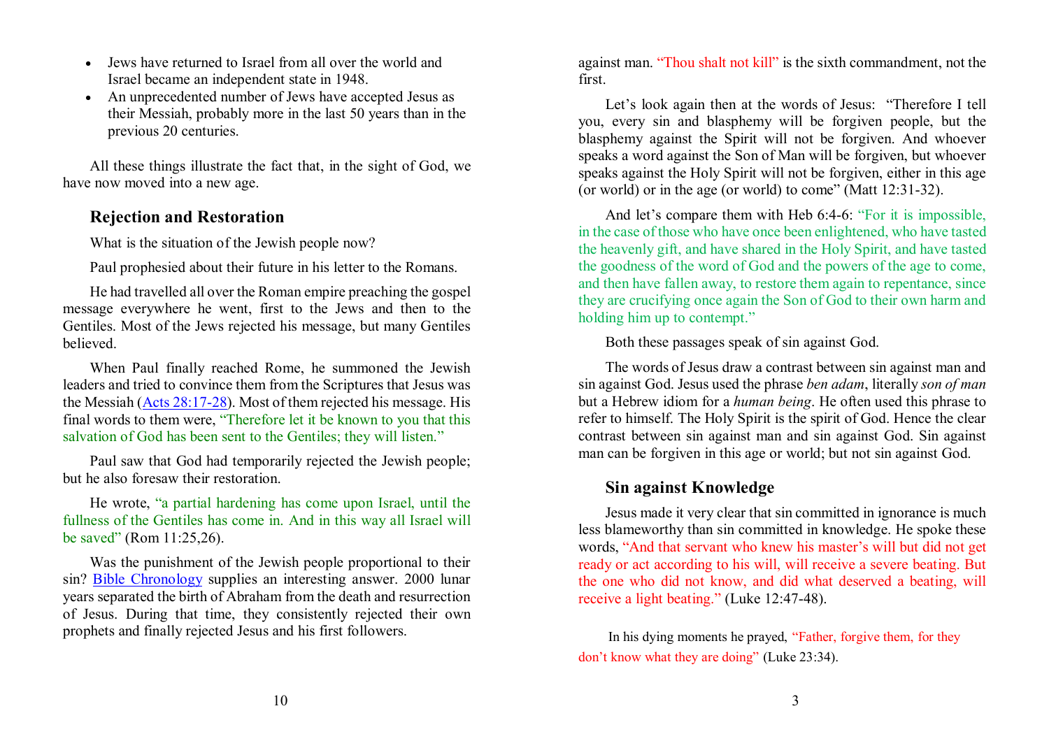- Jews have returned to Israel from all over the world and Israel became an independent state in 1948.
- An unprecedented number of Jews have accepted Jesus as their Messiah, probably more in the last 50 years than in the previous 20 centuries.

All these things illustrate the fact that, in the sight of God, we have now moved into a new age.

### Rejection and Restoration

What is the situation of the Jewish people now?

Paul prophesied about their future in his letter to the Romans.

He had travelled all over the Roman empire preaching the gospel message everywhere he went, first to the Jews and then to the Gentiles. Most of the Jews rejected his message, but many Gentiles believed.

When Paul finally reached Rome, he summoned the Jewish leaders and tried to convince them from the Scriptures that Jesus was the Messiah (Acts 28:17-28). Most of them rejected his message. His final words to them were, "Therefore let it be known to you that this salvation of God has been sent to the Gentiles; they will listen."

Paul saw that God had temporarily rejected the Jewish people; but he also foresaw their restoration.

He wrote, "a partial hardening has come upon Israel, until the fullness of the Gentiles has come in. And in this way all Israel will be saved" (Rom 11:25,26).

Was the punishment of the Jewish people proportional to their sin? Bible Chronology supplies an interesting answer. 2000 lunar years separated the birth of Abraham from the death and resurrection of Jesus. During that time, they consistently rejected their own prophets and finally rejected Jesus and his first followers.

against man. "Thou shalt not kill" is the sixth commandment, not the first.

Let's look again then at the words of Jesus: "Therefore I tell you, every sin and blasphemy will be forgiven people, but the blasphemy against the Spirit will not be forgiven. And whoever speaks a word against the Son of Man will be forgiven, but whoever speaks against the Holy Spirit will not be forgiven, either in this age (or world) or in the age (or world) to come" (Matt 12:31-32).

And let's compare them with Heb 6:4-6: "For it is impossible, in the case of those who have once been enlightened, who have tasted the heavenly gift, and have shared in the Holy Spirit, and have tasted the goodness of the word of God and the powers of the age to come, and then have fallen away, to restore them again to repentance, since they are crucifying once again the Son of God to their own harm and holding him up to contempt."

Both these passages speak of sin against God.

The words of Jesus draw a contrast between sin against man and sin against God. Jesus used the phrase *ben adam*, literally *son of man* but a Hebrew idiom for a *human being*. He often used this phrase to refer to himself. The Holy Spirit is the spirit of God. Hence the clear contrast between sin against man and sin against God. Sin against man can be forgiven in this age or world; but not sin against God.

### Sin against Knowledge

Jesus made it very clear that sin committed in ignorance is much less blameworthy than sin committed in knowledge. He spoke these words, "And that servant who knew his master's will but did not get ready or act according to his will, will receive a severe beating. But the one who did not know, and did what deserved a beating, will receive a light beating." (Luke 12:47-48).

In his dying moments he prayed, "Father, forgive them, for they don't know what they are doing" (Luke 23:34).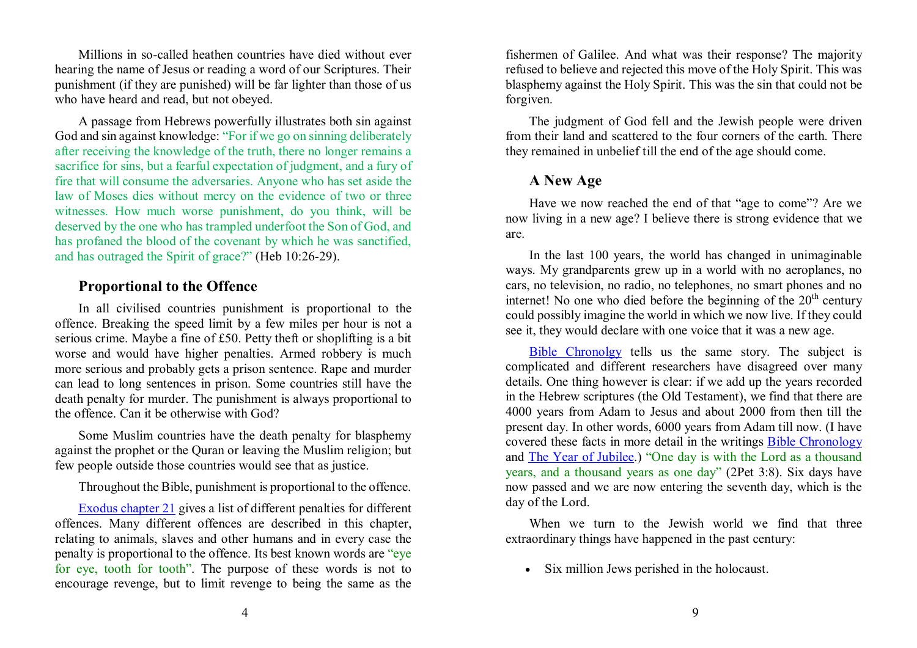Millions in so-called heathen countries have died without ever hearing the name of Jesus or reading a word of our Scriptures. Their punishment (if they are punished) will be far lighter than those of us who have heard and read, but not obeyed.

A passage from Hebrews powerfully illustrates both sin against God and sin against knowledge: "For if we go on sinning deliberately after receiving the knowledge of the truth, there no longer remains a sacrifice for sins, but a fearful expectation of judgment, and a fury of fire that will consume the adversaries. Anyone who has set aside the law of Moses dies without mercy on the evidence of two or three witnesses. How much worse punishment, do you think, will be deserved by the one who has trampled underfoot the Son of God, and has profaned the blood of the covenant by which he was sanctified, and has outraged the Spirit of grace?" (Heb 10:26-29).

## Proportional to the Offence

In all civilised countries punishment is proportional to the offence. Breaking the speed limit by a few miles per hour is not a serious crime. Maybe a fine of £50. Petty theft or shoplifting is a bit worse and would have higher penalties. Armed robbery is much more serious and probably gets a prison sentence. Rape and murder can lead to long sentences in prison. Some countries still have the death penalty for murder. The punishment is always proportional to the offence. Can it be otherwise with God?

Some Muslim countries have the death penalty for blasphemy against the prophet or the Quran or leaving the Muslim religion; but few people outside those countries would see that as justice.

Throughout the Bible, punishment is proportional to the offence.

Exodus chapter 21 gives a list of different penalties for different offences. Many different offences are described in this chapter, relating to animals, slaves and other humans and in every case the penalty is proportional to the offence. Its best known words are "eye for eye, tooth for tooth". The purpose of these words is not to encourage revenge, but to limit revenge to being the same as the

fishermen of Galilee. And what was their response? The majority refused to believe and rejected this move of the Holy Spirit. This was blasphemy against the Holy Spirit. This was the sin that could not be forgiven.

The judgment of God fell and the Jewish people were driven from their land and scattered to the four corners of the earth. There they remained in unbelief till the end of the age should come.

## A New Age

Have we now reached the end of that "age to come"? Are we now living in a new age? I believe there is strong evidence that we are.

In the last 100 years, the world has changed in unimaginable ways. My grandparents grew up in a world with no aeroplanes, no cars, no television, no radio, no telephones, no smart phones and no internet! No one who died before the beginning of the 20th century could possibly imagine the world in which we now live. If they could see it, they would declare with one voice that it was a new age.

Bible Chronolgy tells us the same story. The subject is complicated and different researchers have disagreed over many details. One thing however is clear: if we add up the years recorded in the Hebrew scriptures (the Old Testament), we find that there are 4000 years from Adam to Jesus and about 2000 from then till the present day. In other words, 6000 years from Adam till now. (I have covered these facts in more detail in the writings Bible Chronology and The Year of Jubilee.) "One day is with the Lord as a thousand years, and a thousand years as one day" (2Pet 3:8). Six days have now passed and we are now entering the seventh day, which is the day of the Lord.

When we turn to the Jewish world we find that three extraordinary things have happened in the past century:

- Six million Jews perished in the holocaust.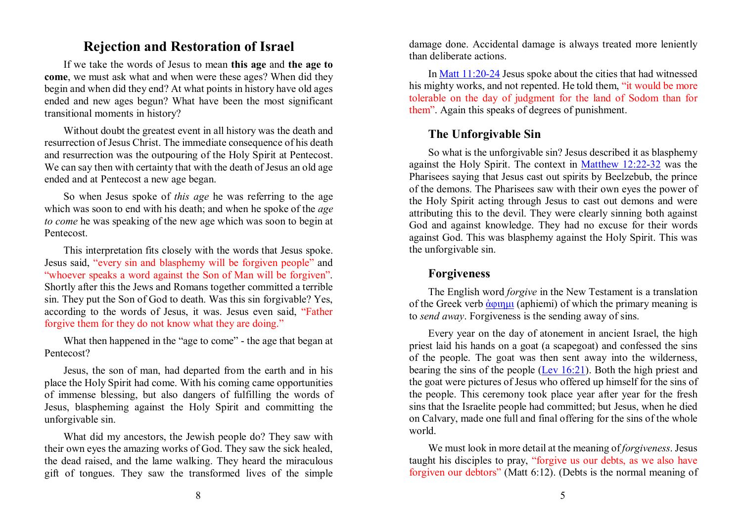# Rejection and Restoration of Israel

If we take the words of Jesus to mean **this age** and **the age to come**, we must ask what and when were these ages? When did they begin and when did they end? At what points in history have old ages ended and new ages begun? What have been the most significant transitional moments in history?

Without doubt the greatest event in all history was the death and resurrection of Jesus Christ. The immediate consequence of his death and resurrection was the outpouring of the Holy Spirit at Pentecost. We can say then with certainty that with the death of Jesus an old age ended and at Pentecost a new age began.

So when Jesus spoke of *this age* he was referring to the age which was soon to end with his death; and when he spoke of the *age to come* he was speaking of the new age which was soon to begin at Pentecost.

This interpretation fits closely with the words that Jesus spoke. Jesus said, "every sin and blasphemy will be forgiven people" and "whoever speaks a word against the Son of Man will be forgiven". Shortly after this the Jews and Romans together committed a terrible sin. They put the Son of God to death. Was this sin forgivable? Yes, according to the words of Jesus, it was. Jesus even said, "Father forgive them for they do not know what they are doing."

What then happened in the "age to come" - the age that began at Pentecost?

Jesus, the son of man, had departed from the earth and in his place the Holy Spirit had come. With his coming came opportunities of immense blessing, but also dangers of fulfilling the words of Jesus, blaspheming against the Holy Spirit and committing the unforgivable sin.

What did my ancestors, the Jewish people do? They saw with their own eyes the amazing works of God. They saw the sick healed, the dead raised, and the lame walking. They heard the miraculous gift of tongues. They saw the transformed lives of the simple

damage done. Accidental damage is always treated more leniently than deliberate actions.

In [Matt 11:20-24](Matt 11:20-24) Jesus spoke about the cities that had witnessed his mighty works, and not repented. He told them, "it would be more tolerable on the day of judgment for the land of Sodom than for them". Again this speaks of degrees of punishment.

## The Unforgivable Sin

So what is the unforgivable sin? Jesus described it as blasphemy against the Holy Spirit. The context in [Matthew 12:22-32](Matthew 12:22-32) was the Pharisees saying that Jesus cast out spirits by Beelzebub, the prince of the demons. The Pharisees saw with their own eyes the power of the Holy Spirit acting through Jesus to cast out demons and were attributing this to the devil. They were clearly sinning both against God and against knowledge. They had no excuse for their words against God. This was blasphemy against the Holy Spirit. This was the unforgivable sin.

## Forgiveness

The English word *forgive* in the New Testament is a translation of the Greek verb [ἀφιημι](ἀφιημι) (aphiemi) of which the primary meaning is to *send away*. Forgiveness is the sending away of sins.

Every year on the day of atonement in ancient Israel, the high priest laid his hands on a goat (a scapegoat) and confessed the sins of the people. The goat was then sent away into the wilderness, bearing the sins of the people ([Lev 16:21](Lev 16:21)). Both the high priest and the goat were pictures of Jesus who offered up himself for the sins of the people. This ceremony took place year after year for the fresh sins that the Israelite people had committed; but Jesus, when he died on Calvary, made one full and final offering for the sins of the whole world.

We must look in more detail at the meaning of *forgiveness*. Jesus taught his disciples to pray, "forgive us our debts, as we also have forgiven our debtors" (Matt 6:12). (Debts is the normal meaning of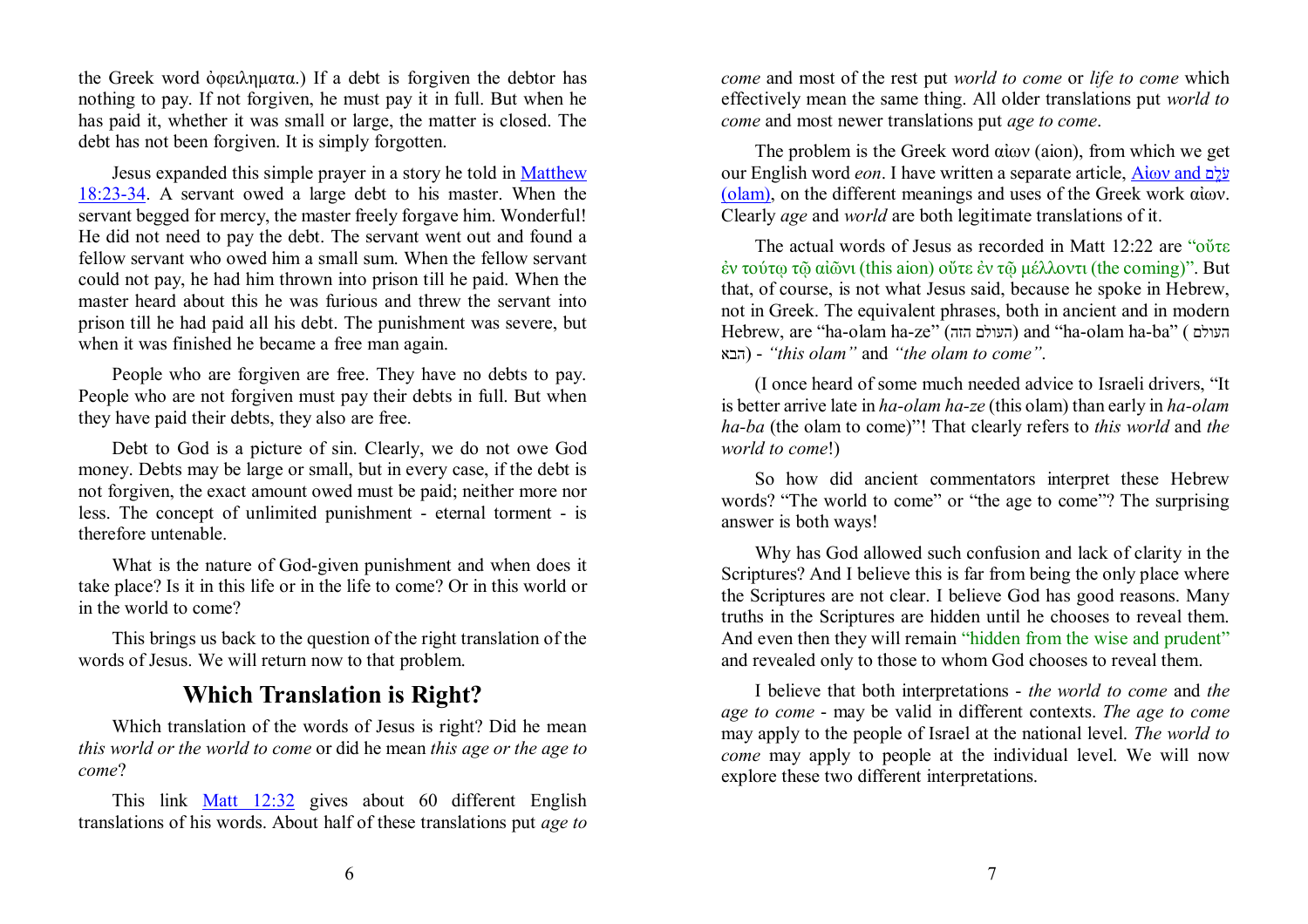the Greek word ὀφειληματα.) If a debt is forgiven the debtor has nothing to pay. If not forgiven, he must pay it in full. But when he has paid it, whether it was small or large, the matter is closed. The debt has not been forgiven. It is simply forgotten.

Jesus expanded this simple prayer in a story he told in Matthew 18:23-34. A servant owed a large debt to his master. When the servant begged for mercy, the master freely forgave him. Wonderful! He did not need to pay the debt. The servant went out and found a fellow servant who owed him a small sum. When the fellow servant could not pay, he had him thrown into prison till he paid. When the master heard about this he was furious and threw the servant into prison till he had paid all his debt. The punishment was severe, but when it was finished he became a free man again.

People who are forgiven are free. They have no debts to pay. People who are not forgiven must pay their debts in full. But when they have paid their debts, they also are free.

Debt to God is a picture of sin. Clearly, we do not owe God money. Debts may be large or small, but in every case, if the debt is not forgiven, the exact amount owed must be paid; neither more nor less. The concept of unlimited punishment - eternal torment - is therefore untenable.

What is the nature of God-given punishment and when does it take place? Is it in this life or in the life to come? Or in this world or in the world to come?

This brings us back to the question of the right translation of the words of Jesus. We will return now to that problem.

## Which Translation is Right?

Which translation of the words of Jesus is right? Did he mean *this world or the world to come* or did he mean *this age or the age to come*?

This link Matt 12:32 gives about 60 different English translations of his words. About half of these translations put *age to come* and most of the rest put *world to come* or *life to come* which effectively mean the same thing. All older translations put *world to come* and most newer translations put *age to come*.

The problem is the Greek word αἰων (aion), from which we get our English word *eon*. I have written a separate article, Αἰων and עֹלָם (olam), on the different meanings and uses of the Greek work αἰων. Clearly *age* and *world* are both legitimate translations of it.

The actual words of Jesus as recorded in Matt 12:22 are "οὔτε ἐν τούτῳ τῷ αἰῶνι (this aion) οὔτε ἐν τῷ μέλλοντι (the coming)". But that, of course, is not what Jesus said, because he spoke in Hebrew, not in Greek. The equivalent phrases, both in ancient and in modern Hebrew, are "ha-olam ha-ze" (העולם הזה) and "ha-olam ha-ba" (העולם הבא) - *"this olam"* and *"the olam to come"*.

(I once heard of some much needed advice to Israeli drivers, "It is better arrive late in *ha-olam ha-ze* (this olam) than early in *ha-olam ha-ba* (the olam to come)"! That clearly refers to *this world* and *the world to come*!)

So how did ancient commentators interpret these Hebrew words? "The world to come" or "the age to come"? The surprising answer is both ways!

Why has God allowed such confusion and lack of clarity in the Scriptures? And I believe this is far from being the only place where the Scriptures are not clear. I believe God has good reasons. Many truths in the Scriptures are hidden until he chooses to reveal them. And even then they will remain "hidden from the wise and prudent" and revealed only to those to whom God chooses to reveal them.

I believe that both interpretations - *the world to come* and *the age to come* - may be valid in different contexts. *The age to come* may apply to the people of Israel at the national level. *The world to come* may apply to people at the individual level. We will now explore these two different interpretations.